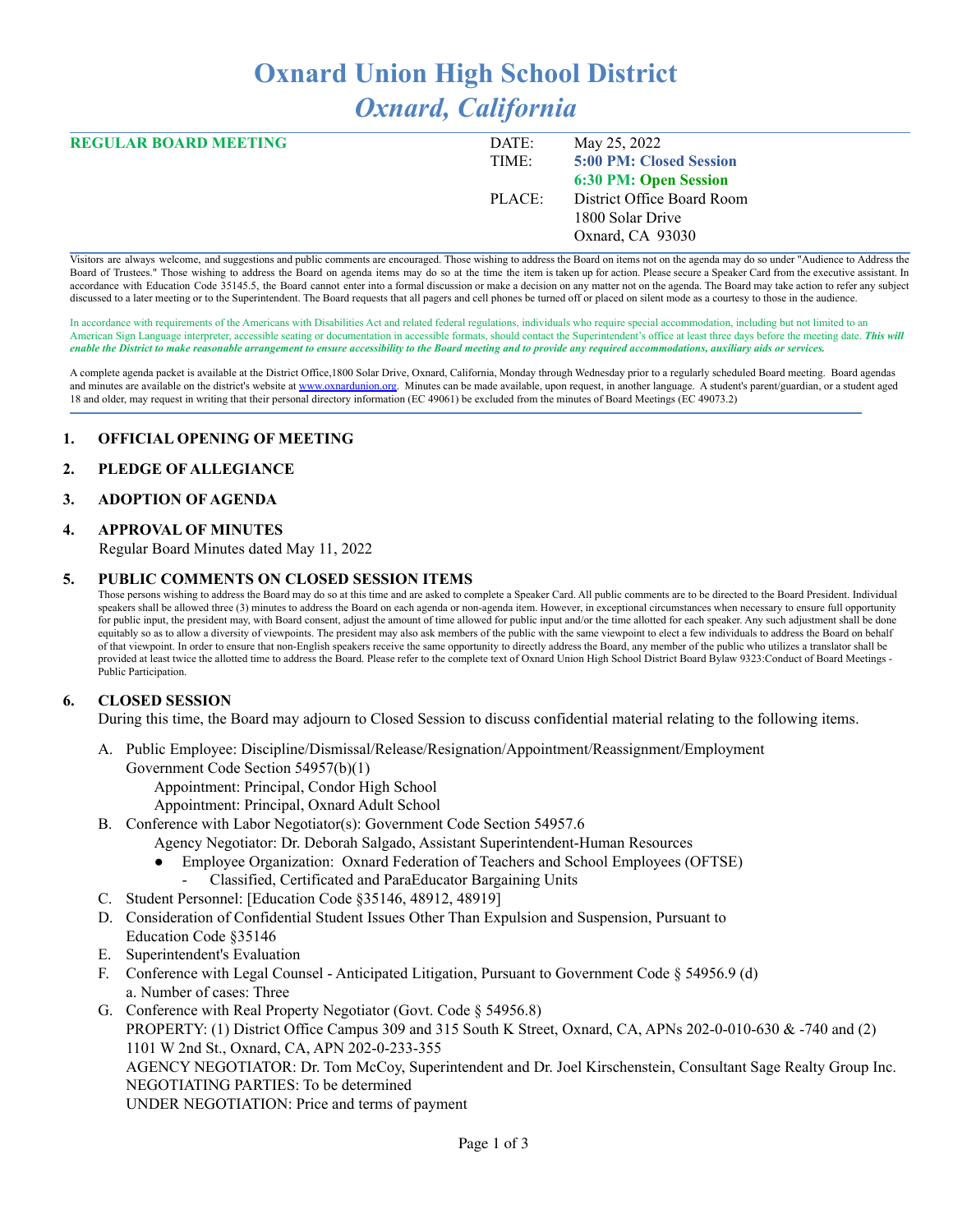# Oxnard Union High School District

## *Oxnard, California*

| **REGULAR BOARD MEETING** | DATE: | May 25, 2022 |
|---|---|---|
| | TIME: | **5:00 PM: Closed Session** |
| | | **6:30 PM: Open Session** |
| | PLACE: | District Office Board Room |
| | | 1800 Solar Drive |
| | | Oxnard, CA 93030 |

Visitors are always welcome, and suggestions and public comments are encouraged. Those wishing to address the Board on items not on the agenda may do so under "Audience to Address the Board of Trustees." Those wishing to address the Board on agenda items may do so at the time the item is taken up for action. Please secure a Speaker Card from the executive assistant. In accordance with Education Code 35145.5, the Board cannot enter into a formal discussion or make a decision on any matter not on the agenda. The Board may take action to refer any subject discussed to a later meeting or to the Superintendent. The Board requests that all pagers and cell phones be turned off or placed on silent mode as a courtesy to those in the audience.

In accordance with requirements of the Americans with Disabilities Act and related federal regulations, individuals who require special accommodation, including but not limited to an American Sign Language interpreter, accessible seating or documentation in accessible formats, should contact the Superintendent's office at least three days before the meeting date. ***This will enable the District to make reasonable arrangement to ensure accessibility to the Board meeting and to provide any required accommodations, auxiliary aids or services.***

A complete agenda packet is available at the District Office,1800 Solar Drive, Oxnard, California, Monday through Wednesday prior to a regularly scheduled Board meeting. Board agendas and minutes are available on the district's website at www.oxnardunion.org. Minutes can be made available, upon request, in another language. A student's parent/guardian, or a student aged 18 and older, may request in writing that their personal directory information (EC 49061) be excluded from the minutes of Board Meetings (EC 49073.2)

**1. OFFICIAL OPENING OF MEETING**

**2. PLEDGE OF ALLEGIANCE**

**3. ADOPTION OF AGENDA**

**4. APPROVAL OF MINUTES**

Regular Board Minutes dated May 11, 2022

**5. PUBLIC COMMENTS ON CLOSED SESSION ITEMS**

Those persons wishing to address the Board may do so at this time and are asked to complete a Speaker Card. All public comments are to be directed to the Board President. Individual speakers shall be allowed three (3) minutes to address the Board on each agenda or non-agenda item. However, in exceptional circumstances when necessary to ensure full opportunity for public input, the president may, with Board consent, adjust the amount of time allowed for public input and/or the time allotted for each speaker. Any such adjustment shall be done equitably so as to allow a diversity of viewpoints. The president may also ask members of the public with the same viewpoint to elect a few individuals to address the Board on behalf of that viewpoint. In order to ensure that non-English speakers receive the same opportunity to directly address the Board, any member of the public who utilizes a translator shall be provided at least twice the allotted time to address the Board. Please refer to the complete text of Oxnard Union High School District Board Bylaw 9323:Conduct of Board Meetings - Public Participation.

**6. CLOSED SESSION**

During this time, the Board may adjourn to Closed Session to discuss confidential material relating to the following items.

A. Public Employee: Discipline/Dismissal/Release/Resignation/Appointment/Reassignment/Employment Government Code Section 54957(b)(1)
   - Appointment: Principal, Condor High School
   - Appointment: Principal, Oxnard Adult School

B. Conference with Labor Negotiator(s): Government Code Section 54957.6
   - Agency Negotiator: Dr. Deborah Salgado, Assistant Superintendent-Human Resources
     - Employee Organization: Oxnard Federation of Teachers and School Employees (OFTSE)
       - Classified, Certificated and ParaEducator Bargaining Units

C. Student Personnel: [Education Code §35146, 48912, 48919]

D. Consideration of Confidential Student Issues Other Than Expulsion and Suspension, Pursuant to Education Code §35146

E. Superintendent's Evaluation

F. Conference with Legal Counsel - Anticipated Litigation, Pursuant to Government Code § 54956.9 (d)
   a. Number of cases: Three

G. Conference with Real Property Negotiator (Govt. Code § 54956.8)
   PROPERTY: (1) District Office Campus 309 and 315 South K Street, Oxnard, CA, APNs 202-0-010-630 & -740 and (2) 1101 W 2nd St., Oxnard, CA, APN 202-0-233-355
   AGENCY NEGOTIATOR: Dr. Tom McCoy, Superintendent and Dr. Joel Kirschenstein, Consultant Sage Realty Group Inc.
   NEGOTIATING PARTIES: To be determined
   UNDER NEGOTIATION: Price and terms of payment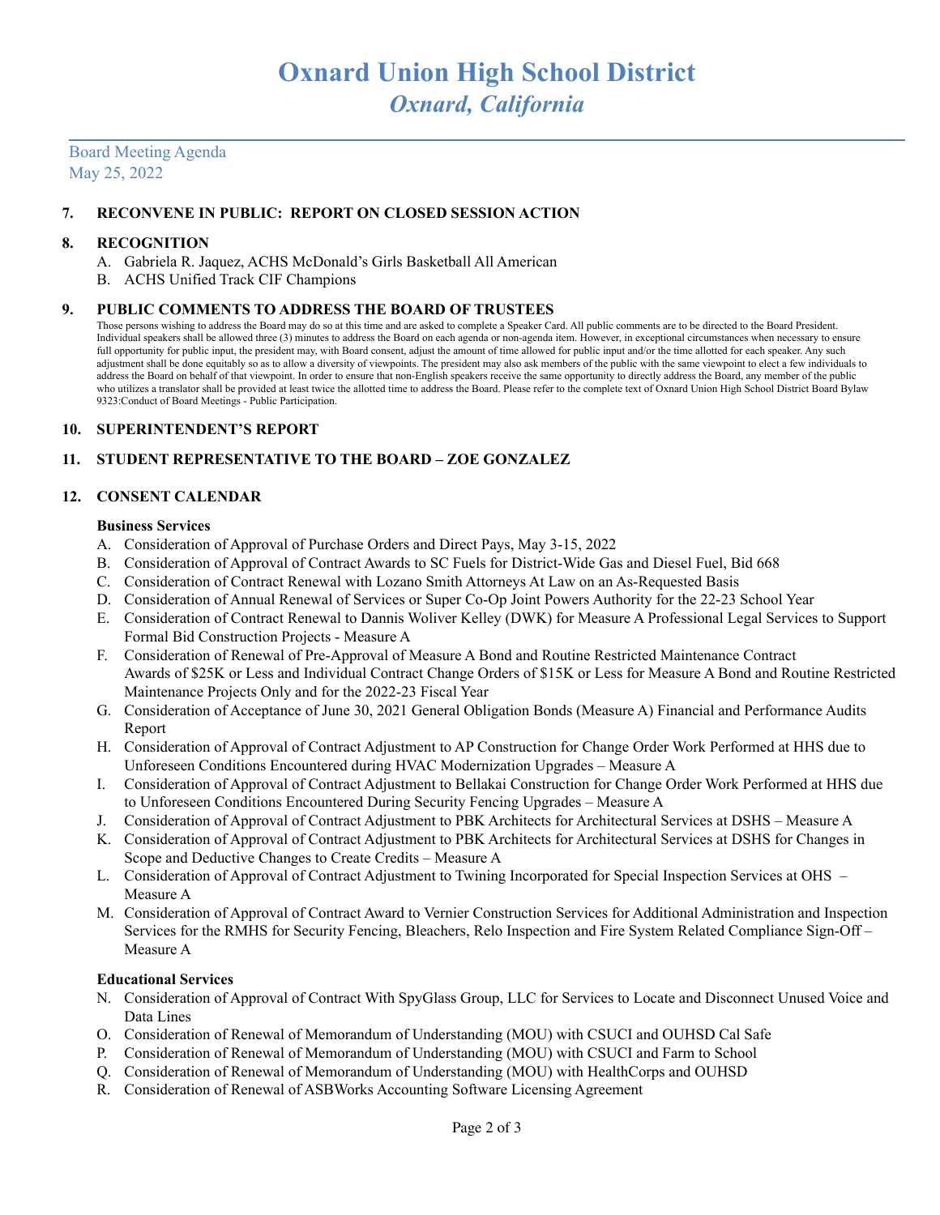# Oxnard Union High School District

## *Oxnard, California*

Board Meeting Agenda
May 25, 2022

### 7. RECONVENE IN PUBLIC: REPORT ON CLOSED SESSION ACTION

### 8. RECOGNITION

A. Gabriela R. Jaquez, ACHS McDonald's Girls Basketball All American
B. ACHS Unified Track CIF Champions

### 9. PUBLIC COMMENTS TO ADDRESS THE BOARD OF TRUSTEES

Those persons wishing to address the Board may do so at this time and are asked to complete a Speaker Card. All public comments are to be directed to the Board President. Individual speakers shall be allowed three (3) minutes to address the Board on each agenda or non-agenda item. However, in exceptional circumstances when necessary to ensure full opportunity for public input, the president may, with Board consent, adjust the amount of time allowed for public input and/or the time allotted for each speaker. Any such adjustment shall be done equitably so as to allow a diversity of viewpoints. The president may also ask members of the public with the same viewpoint to elect a few individuals to address the Board on behalf of that viewpoint. In order to ensure that non-English speakers receive the same opportunity to directly address the Board, any member of the public who utilizes a translator shall be provided at least twice the allotted time to address the Board. Please refer to the complete text of Oxnard Union High School District Board Bylaw 9323:Conduct of Board Meetings - Public Participation.

### 10. SUPERINTENDENT'S REPORT

### 11. STUDENT REPRESENTATIVE TO THE BOARD – ZOE GONZALEZ

### 12. CONSENT CALENDAR

**Business Services**

A. Consideration of Approval of Purchase Orders and Direct Pays, May 3-15, 2022
B. Consideration of Approval of Contract Awards to SC Fuels for District-Wide Gas and Diesel Fuel, Bid 668
C. Consideration of Contract Renewal with Lozano Smith Attorneys At Law on an As-Requested Basis
D. Consideration of Annual Renewal of Services or Super Co-Op Joint Powers Authority for the 22-23 School Year
E. Consideration of Contract Renewal to Dannis Woliver Kelley (DWK) for Measure A Professional Legal Services to Support Formal Bid Construction Projects - Measure A
F. Consideration of Renewal of Pre-Approval of Measure A Bond and Routine Restricted Maintenance Contract Awards of $25K or Less and Individual Contract Change Orders of $15K or Less for Measure A Bond and Routine Restricted Maintenance Projects Only and for the 2022-23 Fiscal Year
G. Consideration of Acceptance of June 30, 2021 General Obligation Bonds (Measure A) Financial and Performance Audits Report
H. Consideration of Approval of Contract Adjustment to AP Construction for Change Order Work Performed at HHS due to Unforeseen Conditions Encountered during HVAC Modernization Upgrades – Measure A
I. Consideration of Approval of Contract Adjustment to Bellakai Construction for Change Order Work Performed at HHS due to Unforeseen Conditions Encountered During Security Fencing Upgrades – Measure A
J. Consideration of Approval of Contract Adjustment to PBK Architects for Architectural Services at DSHS – Measure A
K. Consideration of Approval of Contract Adjustment to PBK Architects for Architectural Services at DSHS for Changes in Scope and Deductive Changes to Create Credits – Measure A
L. Consideration of Approval of Contract Adjustment to Twining Incorporated for Special Inspection Services at OHS – Measure A
M. Consideration of Approval of Contract Award to Vernier Construction Services for Additional Administration and Inspection Services for the RMHS for Security Fencing, Bleachers, Relo Inspection and Fire System Related Compliance Sign-Off – Measure A

**Educational Services**

N. Consideration of Approval of Contract With SpyGlass Group, LLC for Services to Locate and Disconnect Unused Voice and Data Lines
O. Consideration of Renewal of Memorandum of Understanding (MOU) with CSUCI and OUHSD Cal Safe
P. Consideration of Renewal of Memorandum of Understanding (MOU) with CSUCI and Farm to School
Q. Consideration of Renewal of Memorandum of Understanding (MOU) with HealthCorps and OUHSD
R. Consideration of Renewal of ASBWorks Accounting Software Licensing Agreement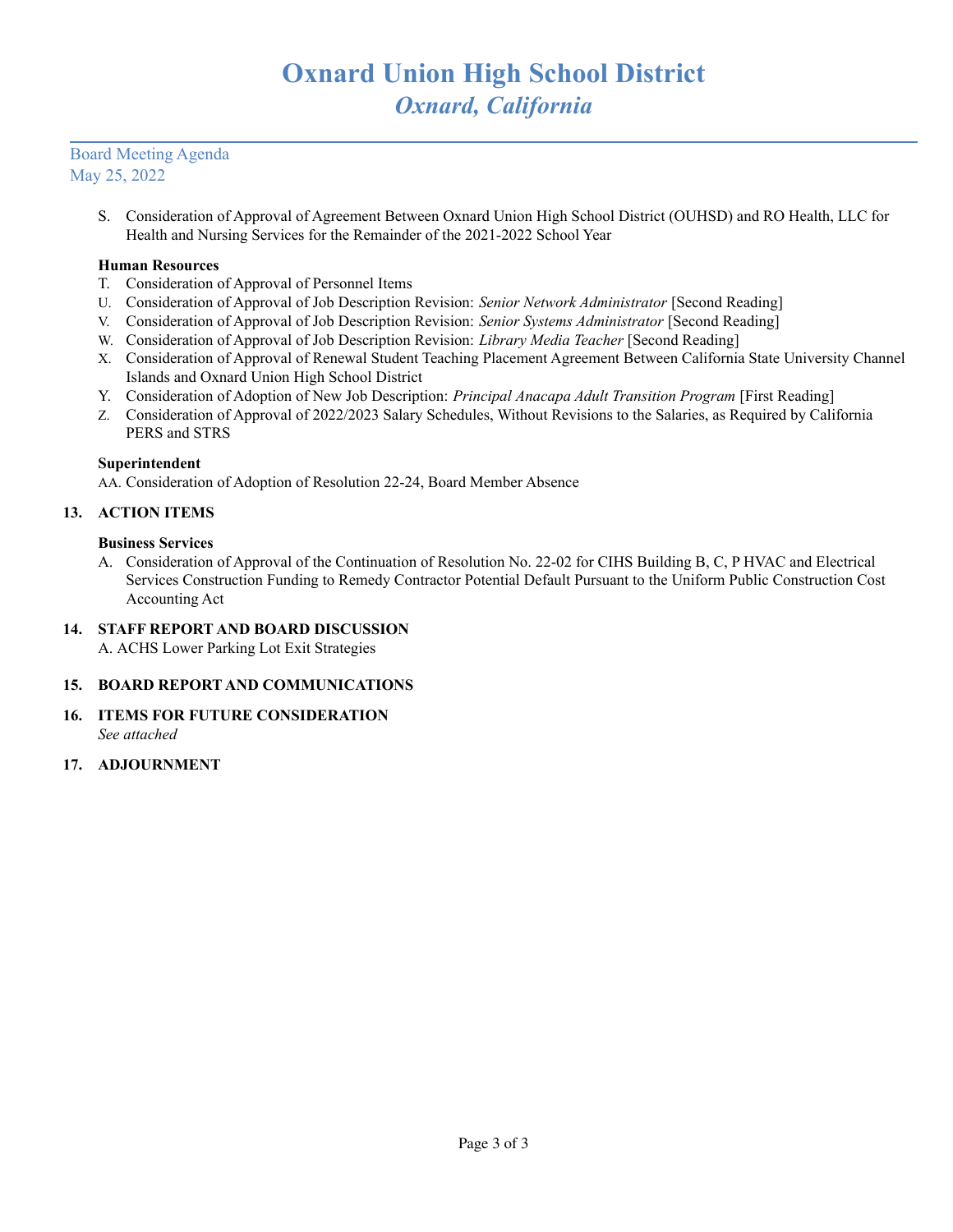# Oxnard Union High School District
## *Oxnard, California*

Board Meeting Agenda
May 25, 2022

S. Consideration of Approval of Agreement Between Oxnard Union High School District (OUHSD) and RO Health, LLC for Health and Nursing Services for the Remainder of the 2021-2022 School Year

**Human Resources**

T. Consideration of Approval of Personnel Items
U. Consideration of Approval of Job Description Revision: *Senior Network Administrator* [Second Reading]
V. Consideration of Approval of Job Description Revision: *Senior Systems Administrator* [Second Reading]
W. Consideration of Approval of Job Description Revision: *Library Media Teacher* [Second Reading]
X. Consideration of Approval of Renewal Student Teaching Placement Agreement Between California State University Channel Islands and Oxnard Union High School District
Y. Consideration of Adoption of New Job Description: *Principal Anacapa Adult Transition Program* [First Reading]
Z. Consideration of Approval of 2022/2023 Salary Schedules, Without Revisions to the Salaries, as Required by California PERS and STRS

**Superintendent**

AA. Consideration of Adoption of Resolution 22-24, Board Member Absence

**13. ACTION ITEMS**

**Business Services**

A. Consideration of Approval of the Continuation of Resolution No. 22-02 for CIHS Building B, C, P HVAC and Electrical Services Construction Funding to Remedy Contractor Potential Default Pursuant to the Uniform Public Construction Cost Accounting Act

**14. STAFF REPORT AND BOARD DISCUSSION**

A. ACHS Lower Parking Lot Exit Strategies

**15. BOARD REPORT AND COMMUNICATIONS**

**16. ITEMS FOR FUTURE CONSIDERATION**

*See attached*

**17. ADJOURNMENT**